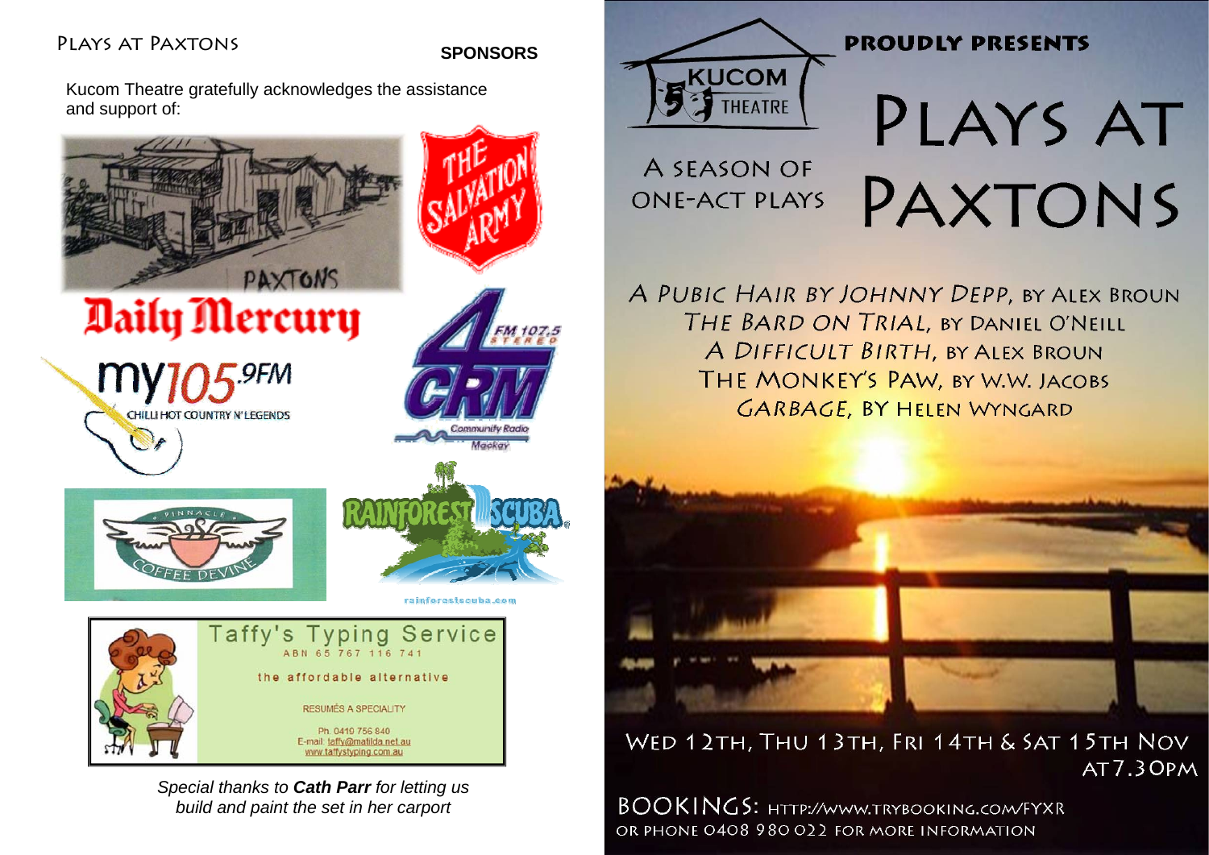Plays at Paxtons

## SPONSORS

Kucom Theatre gratefully acknowledges the assistance and support of:

PAXTONS

Daily Mercury

my105.9FM
CHILLI HOT COUNTRY N' LEGENDS

THE SALVATION ARMY

4CRM FM 107.5 STEREO
Community Radio Mackay

PINNACLE COFFEE DEVINE

RAINFOREST SCUBA
rainforestscuba.com

Taffy's Typing Service
ABN 65 767 116 741
the affordable alternative
RESUMÉS A SPECIALITY
Ph. 0419 756 840
E-mail: taffy@matilda.net.au
www.taffystyping.com.au

*Special thanks to **Cath Parr** for letting us build and paint the set in her carport*

KUCOM THEATRE

**PROUDLY PRESENTS**

# PLAYS AT PAXTONS

A SEASON OF ONE-ACT PLAYS

*A Pubic Hair by Johnny Depp*, by Alex Broun
*The Bard on Trial*, by Daniel O'Neill
*A Difficult Birth*, by Alex Broun
The Monkey's Paw, by W.W. Jacobs
*Garbage*, by Helen Wyngard

Wed 12th, Thu 13th, Fri 14th & Sat 15th Nov at 7.30pm

BOOKINGS: http://www.trybooking.com/FYXR
or phone 0408 980 022 for more information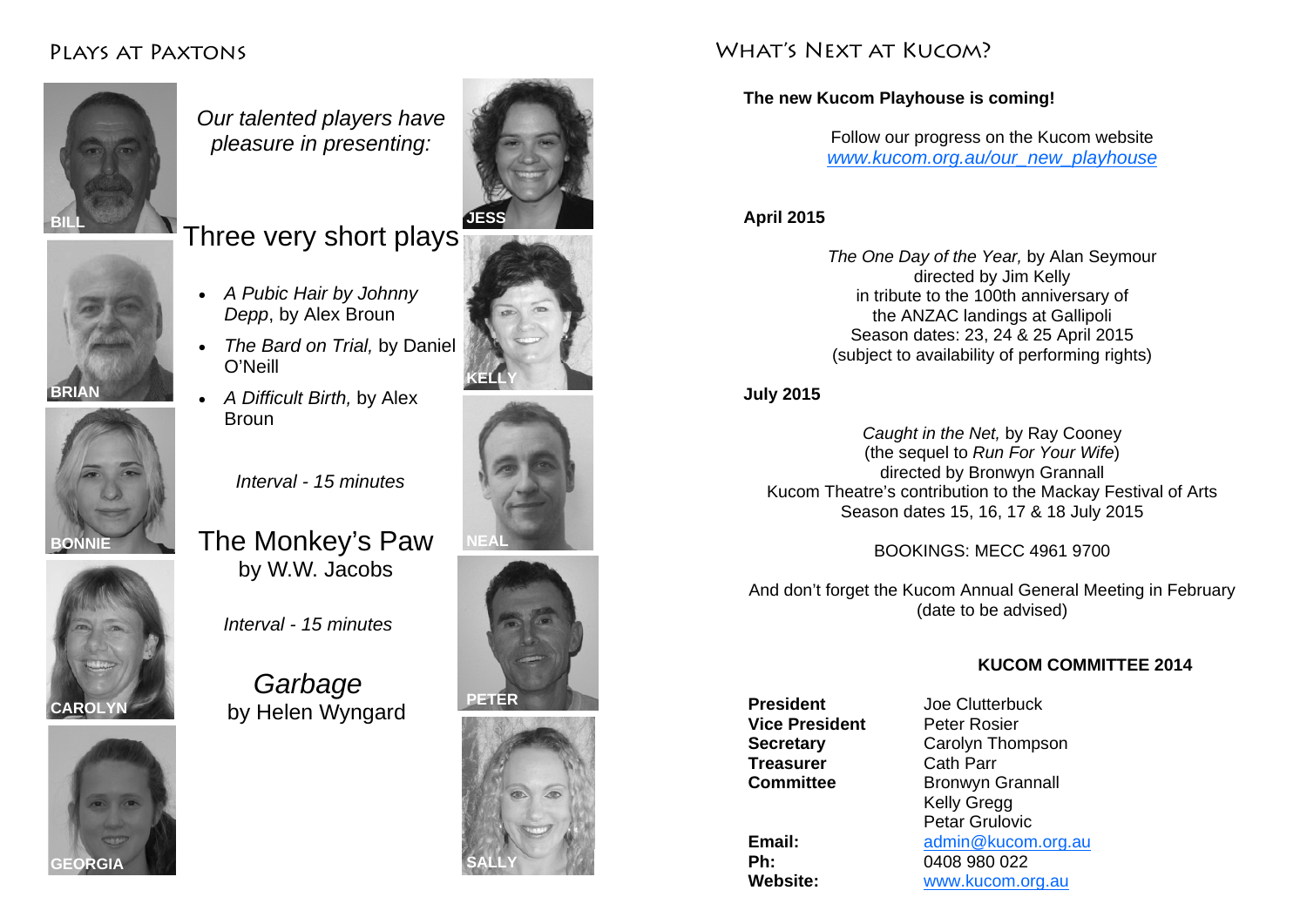## Plays at Paxtons

BILL

BRIAN

BONNIE

CAROLYN

GEORGIA

*Our talented players have pleasure in presenting:*

JESS

KELLY

NEAL

PETER

SALLY

### Three very short plays

- *A Pubic Hair by Johnny Depp*, by Alex Broun
- *The Bard on Trial,* by Daniel O'Neill
- *A Difficult Birth,* by Alex Broun

*Interval - 15 minutes*

### The Monkey's Paw

by W.W. Jacobs

*Interval - 15 minutes*

### *Garbage*

by Helen Wyngard

## What's Next at Kucom?

**The new Kucom Playhouse is coming!**

Follow our progress on the Kucom website
*www.kucom.org.au/our_new_playhouse*

**April 2015**

*The One Day of the Year,* by Alan Seymour
directed by Jim Kelly
in tribute to the 100th anniversary of
the ANZAC landings at Gallipoli
Season dates: 23, 24 & 25 April 2015
(subject to availability of performing rights)

**July 2015**

*Caught in the Net,* by Ray Cooney
(the sequel to *Run For Your Wife*)
directed by Bronwyn Grannall
Kucom Theatre's contribution to the Mackay Festival of Arts
Season dates 15, 16, 17 & 18 July 2015

BOOKINGS: MECC 4961 9700

And don't forget the Kucom Annual General Meeting in February
(date to be advised)

**KUCOM COMMITTEE 2014**

| | |
|---|---|
| **President** | Joe Clutterbuck |
| **Vice President** | Peter Rosier |
| **Secretary** | Carolyn Thompson |
| **Treasurer** | Cath Parr |
| **Committee** | Bronwyn Grannall |
| | Kelly Gregg |
| | Petar Grulovic |
| **Email:** | admin@kucom.org.au |
| **Ph:** | 0408 980 022 |
| **Website:** | www.kucom.org.au |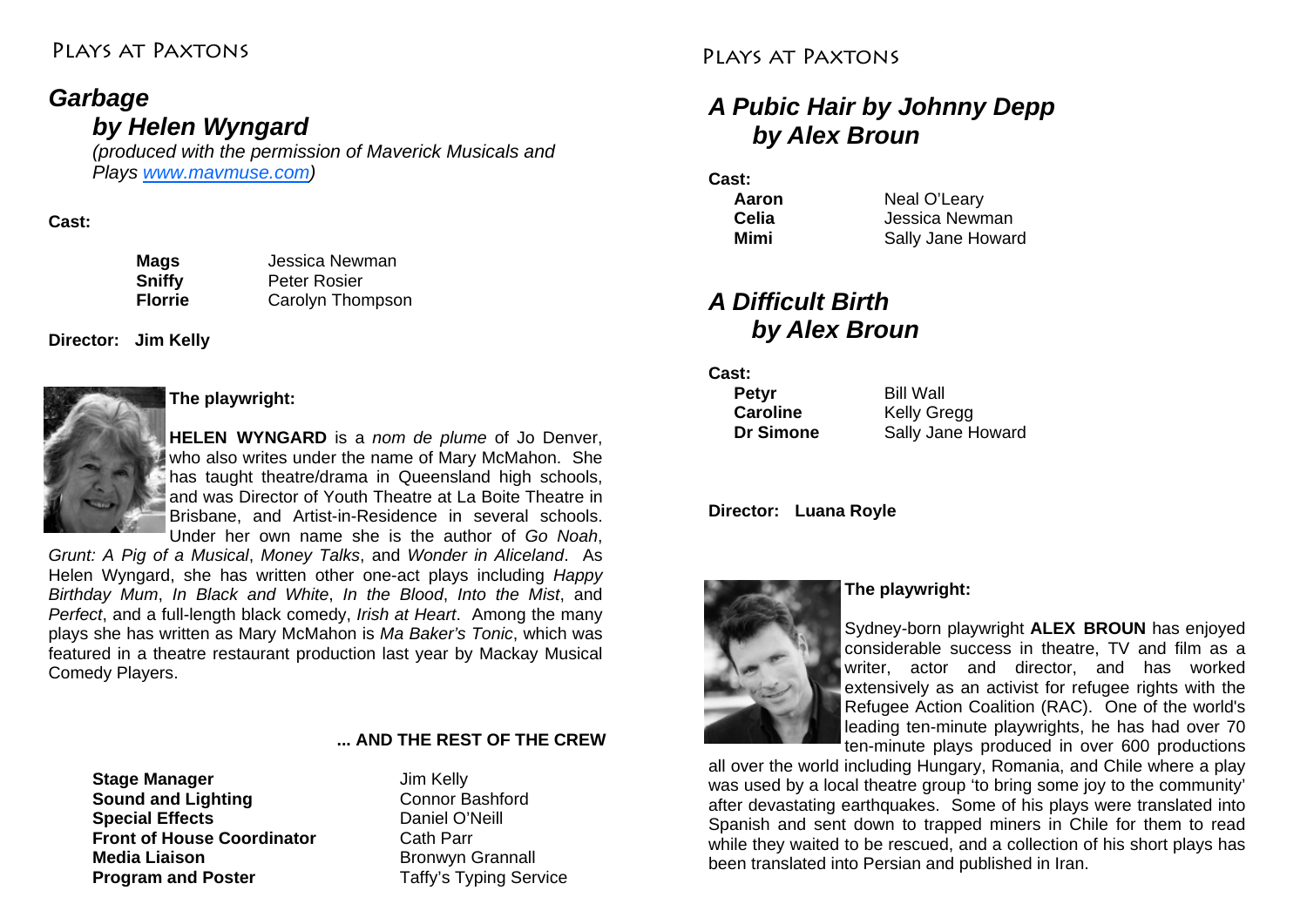## *Garbage*
## *by Helen Wyngard*

*(produced with the permission of Maverick Musicals and Plays [www.mavmuse.com](http://www.mavmuse.com))*

**Cast:**

| | |
|---|---|
| **Mags** | Jessica Newman |
| **Sniffy** | Peter Rosier |
| **Florrie** | Carolyn Thompson |

**Director: Jim Kelly**

**The playwright:**

**HELEN WYNGARD** is a *nom de plume* of Jo Denver, who also writes under the name of Mary McMahon. She has taught theatre/drama in Queensland high schools, and was Director of Youth Theatre at La Boite Theatre in Brisbane, and Artist-in-Residence in several schools. Under her own name she is the author of *Go Noah*, *Grunt: A Pig of a Musical*, *Money Talks*, and *Wonder in Aliceland*. As Helen Wyngard, she has written other one-act plays including *Happy Birthday Mum*, *In Black and White*, *In the Blood*, *Into the Mist*, and *Perfect*, and a full-length black comedy, *Irish at Heart*. Among the many plays she has written as Mary McMahon is *Ma Baker's Tonic*, which was featured in a theatre restaurant production last year by Mackay Musical Comedy Players.

### ... AND THE REST OF THE CREW

| | |
|---|---|
| **Stage Manager** | Jim Kelly |
| **Sound and Lighting** | Connor Bashford |
| **Special Effects** | Daniel O'Neill |
| **Front of House Coordinator** | Cath Parr |
| **Media Liaison** | Bronwyn Grannall |
| **Program and Poster** | Taffy's Typing Service |

## *A Pubic Hair by Johnny Depp*
## *by Alex Broun*

**Cast:**

| | |
|---|---|
| **Aaron** | Neal O'Leary |
| **Celia** | Jessica Newman |
| **Mimi** | Sally Jane Howard |

## *A Difficult Birth*
## *by Alex Broun*

**Cast:**

| | |
|---|---|
| **Petyr** | Bill Wall |
| **Caroline** | Kelly Gregg |
| **Dr Simone** | Sally Jane Howard |

**Director: Luana Royle**

**The playwright:**

Sydney-born playwright **ALEX BROUN** has enjoyed considerable success in theatre, TV and film as a writer, actor and director, and has worked extensively as an activist for refugee rights with the Refugee Action Coalition (RAC). One of the world's leading ten-minute playwrights, he has had over 70 ten-minute plays produced in over 600 productions all over the world including Hungary, Romania, and Chile where a play was used by a local theatre group 'to bring some joy to the community' after devastating earthquakes. Some of his plays were translated into Spanish and sent down to trapped miners in Chile for them to read while they waited to be rescued, and a collection of his short plays has been translated into Persian and published in Iran.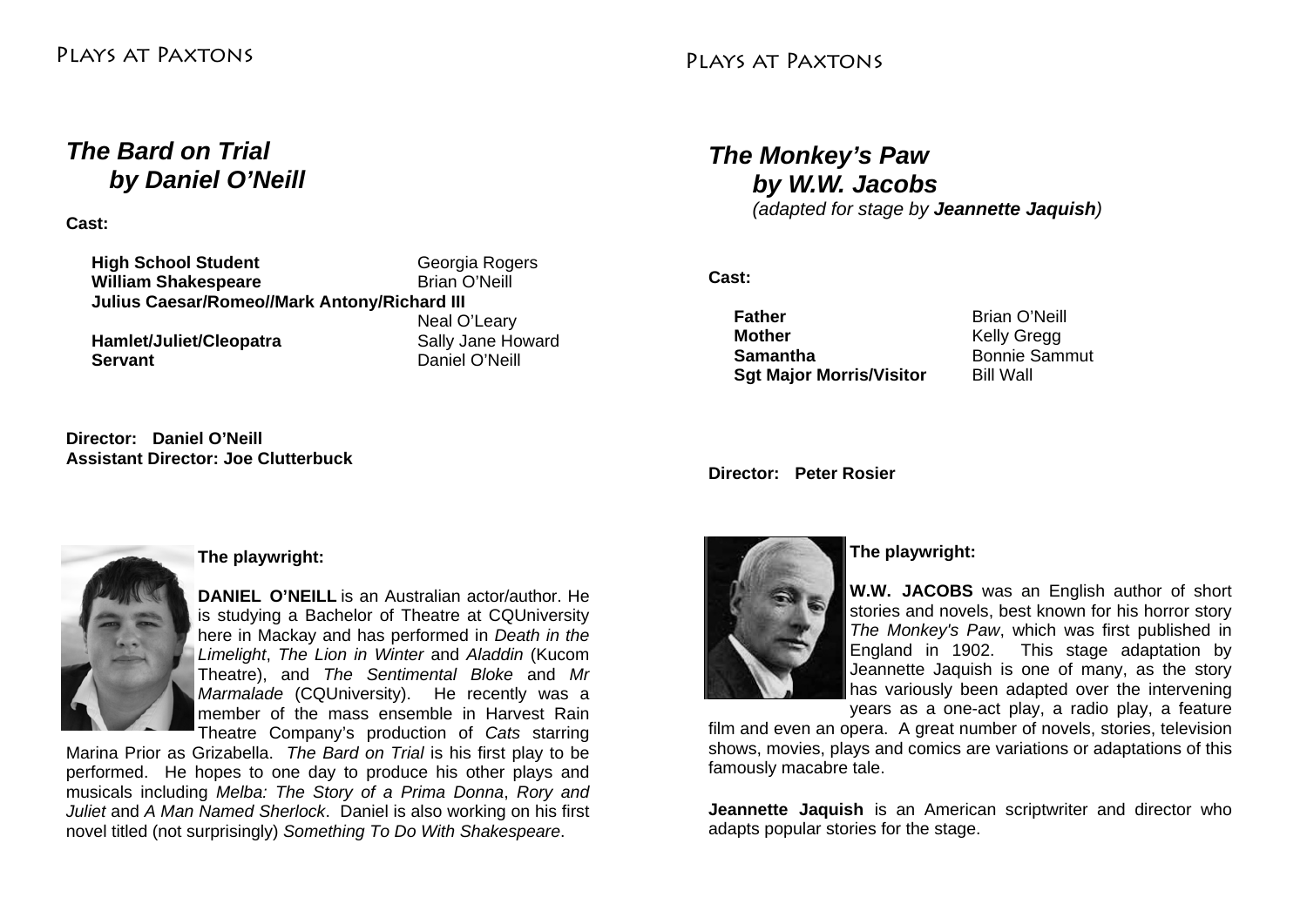## *The Bard on Trial*
## *by Daniel O'Neill*

**Cast:**

| | |
|---|---|
| **High School Student** | Georgia Rogers |
| **William Shakespeare** | Brian O'Neill |
| **Julius Caesar/Romeo//Mark Antony/Richard III** | Neal O'Leary |
| **Hamlet/Juliet/Cleopatra** | Sally Jane Howard |
| **Servant** | Daniel O'Neill |

**Director: Daniel O'Neill**
**Assistant Director: Joe Clutterbuck**

**The playwright:**

**DANIEL O'NEILL** is an Australian actor/author. He is studying a Bachelor of Theatre at CQUniversity here in Mackay and has performed in *Death in the Limelight*, *The Lion in Winter* and *Aladdin* (Kucom Theatre), and *The Sentimental Bloke* and *Mr Marmalade* (CQUniversity). He recently was a member of the mass ensemble in Harvest Rain Theatre Company's production of *Cats* starring Marina Prior as Grizabella. *The Bard on Trial* is his first play to be performed. He hopes to one day to produce his other plays and musicals including *Melba: The Story of a Prima Donna*, *Rory and Juliet* and *A Man Named Sherlock*. Daniel is also working on his first novel titled (not surprisingly) *Something To Do With Shakespeare*.

## *The Monkey's Paw*
## *by W.W. Jacobs*
*(adapted for stage by **Jeannette Jaquish**)*

**Cast:**

| | |
|---|---|
| **Father** | Brian O'Neill |
| **Mother** | Kelly Gregg |
| **Samantha** | Bonnie Sammut |
| **Sgt Major Morris/Visitor** | Bill Wall |

**Director: Peter Rosier**

**The playwright:**

**W.W. JACOBS** was an English author of short stories and novels, best known for his horror story *The Monkey's Paw*, which was first published in England in 1902. This stage adaptation by Jeannette Jaquish is one of many, as the story has variously been adapted over the intervening years as a one-act play, a radio play, a feature film and even an opera. A great number of novels, stories, television shows, movies, plays and comics are variations or adaptations of this famously macabre tale.

**Jeannette Jaquish** is an American scriptwriter and director who adapts popular stories for the stage.